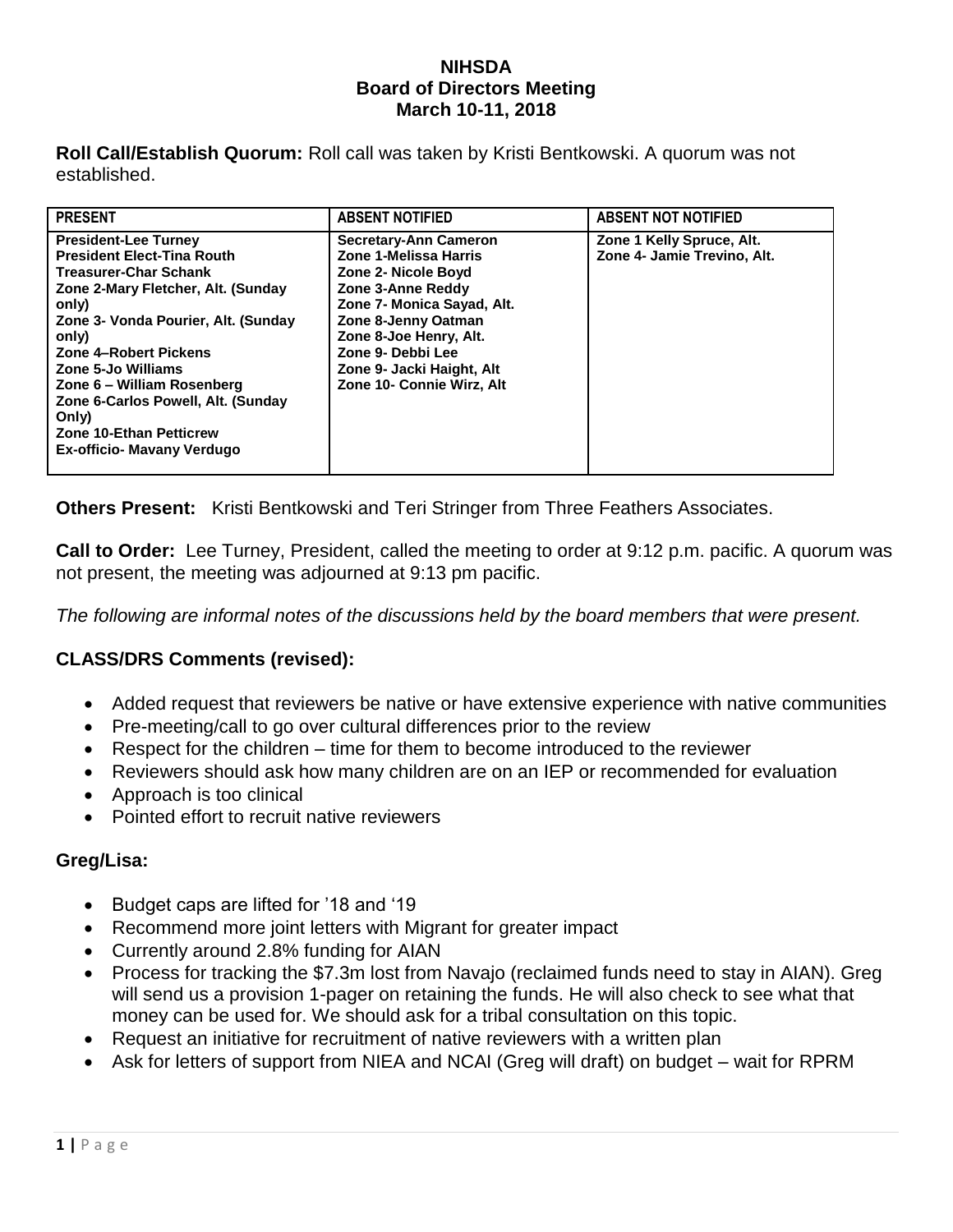**NIHSDA**
**Board of Directors Meeting**
**March 10-11, 2018**

**Roll Call/Establish Quorum:** Roll call was taken by Kristi Bentkowski. A quorum was not established.

| PRESENT | ABSENT NOTIFIED | ABSENT NOT NOTIFIED |
|---|---|---|
| President-Lee Turney<br>President Elect-Tina Routh<br>Treasurer-Char Schank<br>Zone 2-Mary Fletcher, Alt. (Sunday only)<br>Zone 3- Vonda Pourier, Alt. (Sunday only)<br>Zone 4–Robert Pickens<br>Zone 5-Jo Williams<br>Zone 6 – William Rosenberg<br>Zone 6-Carlos Powell, Alt. (Sunday Only)<br>Zone 10-Ethan Petticrew<br>Ex-officio- Mavany Verdugo | Secretary-Ann Cameron<br>Zone 1-Melissa Harris<br>Zone 2- Nicole Boyd<br>Zone 3-Anne Reddy<br>Zone 7- Monica Sayad, Alt.<br>Zone 8-Jenny Oatman<br>Zone 8-Joe Henry, Alt.<br>Zone 9- Debbi Lee<br>Zone 9- Jacki Haight, Alt<br>Zone 10- Connie Wirz, Alt | Zone 1 Kelly Spruce, Alt.<br>Zone 4- Jamie Trevino, Alt. |

**Others Present:** Kristi Bentkowski and Teri Stringer from Three Feathers Associates.

**Call to Order:** Lee Turney, President, called the meeting to order at 9:12 p.m. pacific. A quorum was not present, the meeting was adjourned at 9:13 pm pacific.

*The following are informal notes of the discussions held by the board members that were present.*

## CLASS/DRS Comments (revised):

- Added request that reviewers be native or have extensive experience with native communities
- Pre-meeting/call to go over cultural differences prior to the review
- Respect for the children – time for them to become introduced to the reviewer
- Reviewers should ask how many children are on an IEP or recommended for evaluation
- Approach is too clinical
- Pointed effort to recruit native reviewers

## Greg/Lisa:

- Budget caps are lifted for '18 and '19
- Recommend more joint letters with Migrant for greater impact
- Currently around 2.8% funding for AIAN
- Process for tracking the $7.3m lost from Navajo (reclaimed funds need to stay in AIAN). Greg will send us a provision 1-pager on retaining the funds. He will also check to see what that money can be used for. We should ask for a tribal consultation on this topic.
- Request an initiative for recruitment of native reviewers with a written plan
- Ask for letters of support from NIEA and NCAI (Greg will draft) on budget – wait for RPRM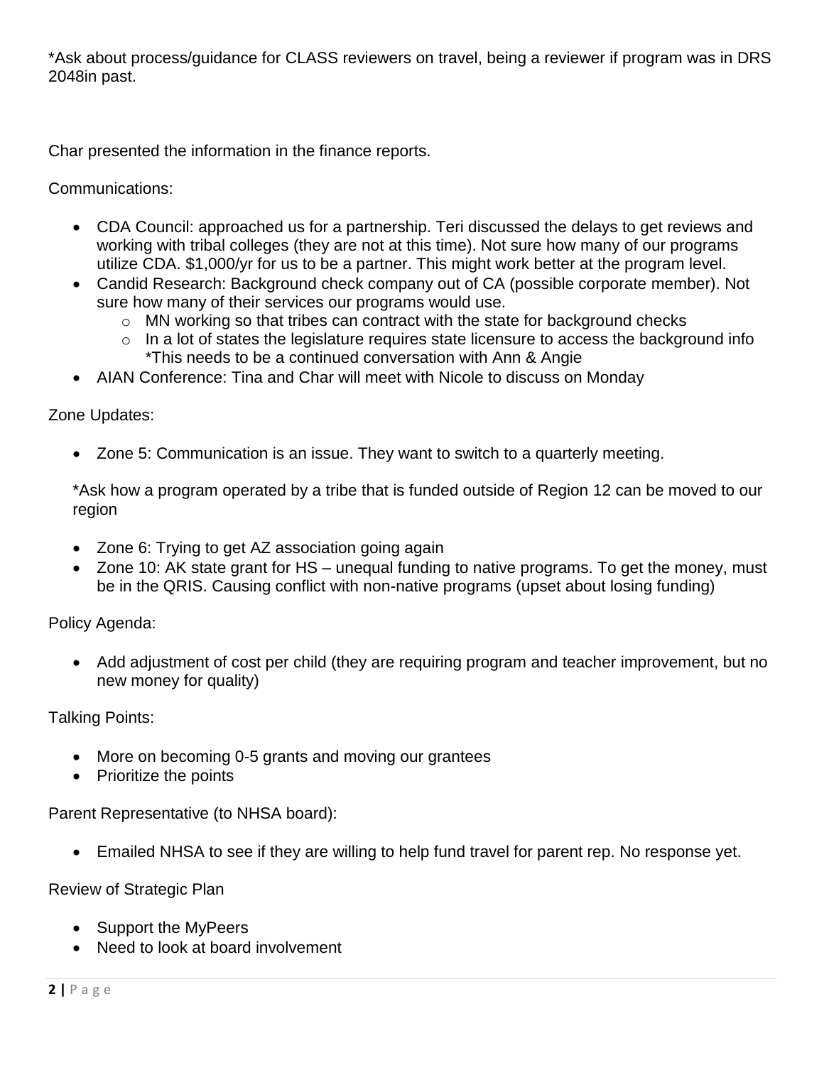*Ask about process/guidance for CLASS reviewers on travel, being a reviewer if program was in DRS 2048in past.

Char presented the information in the finance reports.

Communications:

- CDA Council: approached us for a partnership. Teri discussed the delays to get reviews and working with tribal colleges (they are not at this time). Not sure how many of our programs utilize CDA. $1,000/yr for us to be a partner. This might work better at the program level.
- Candid Research: Background check company out of CA (possible corporate member). Not sure how many of their services our programs would use.
  - MN working so that tribes can contract with the state for background checks
  - In a lot of states the legislature requires state licensure to access the background info *This needs to be a continued conversation with Ann & Angie
- AIAN Conference: Tina and Char will meet with Nicole to discuss on Monday

Zone Updates:

- Zone 5: Communication is an issue. They want to switch to a quarterly meeting.

*Ask how a program operated by a tribe that is funded outside of Region 12 can be moved to our region

- Zone 6: Trying to get AZ association going again
- Zone 10: AK state grant for HS – unequal funding to native programs. To get the money, must be in the QRIS. Causing conflict with non-native programs (upset about losing funding)

Policy Agenda:

- Add adjustment of cost per child (they are requiring program and teacher improvement, but no new money for quality)

Talking Points:

- More on becoming 0-5 grants and moving our grantees
- Prioritize the points

Parent Representative (to NHSA board):

- Emailed NHSA to see if they are willing to help fund travel for parent rep. No response yet.

Review of Strategic Plan

- Support the MyPeers
- Need to look at board involvement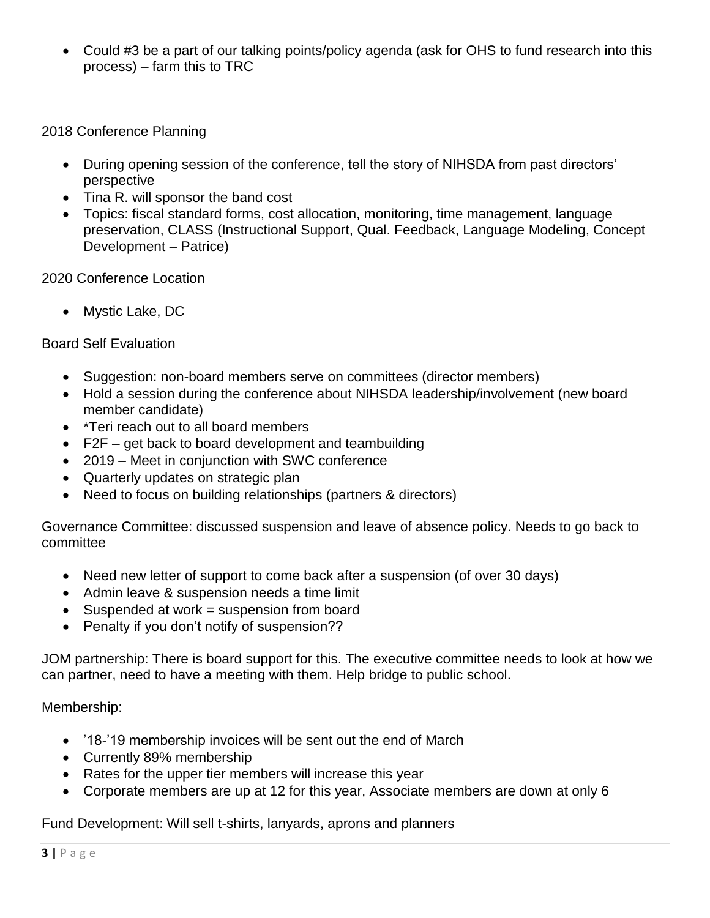- Could #3 be a part of our talking points/policy agenda (ask for OHS to fund research into this process) – farm this to TRC

2018 Conference Planning

- During opening session of the conference, tell the story of NIHSDA from past directors' perspective
- Tina R. will sponsor the band cost
- Topics: fiscal standard forms, cost allocation, monitoring, time management, language preservation, CLASS (Instructional Support, Qual. Feedback, Language Modeling, Concept Development – Patrice)

2020 Conference Location

- Mystic Lake, DC

Board Self Evaluation

- Suggestion: non-board members serve on committees (director members)
- Hold a session during the conference about NIHSDA leadership/involvement (new board member candidate)
- *Teri reach out to all board members
- F2F – get back to board development and teambuilding
- 2019 – Meet in conjunction with SWC conference
- Quarterly updates on strategic plan
- Need to focus on building relationships (partners & directors)

Governance Committee: discussed suspension and leave of absence policy. Needs to go back to committee

- Need new letter of support to come back after a suspension (of over 30 days)
- Admin leave & suspension needs a time limit
- Suspended at work = suspension from board
- Penalty if you don't notify of suspension??

JOM partnership: There is board support for this. The executive committee needs to look at how we can partner, need to have a meeting with them. Help bridge to public school.

Membership:

- '18-'19 membership invoices will be sent out the end of March
- Currently 89% membership
- Rates for the upper tier members will increase this year
- Corporate members are up at 12 for this year, Associate members are down at only 6

Fund Development: Will sell t-shirts, lanyards, aprons and planners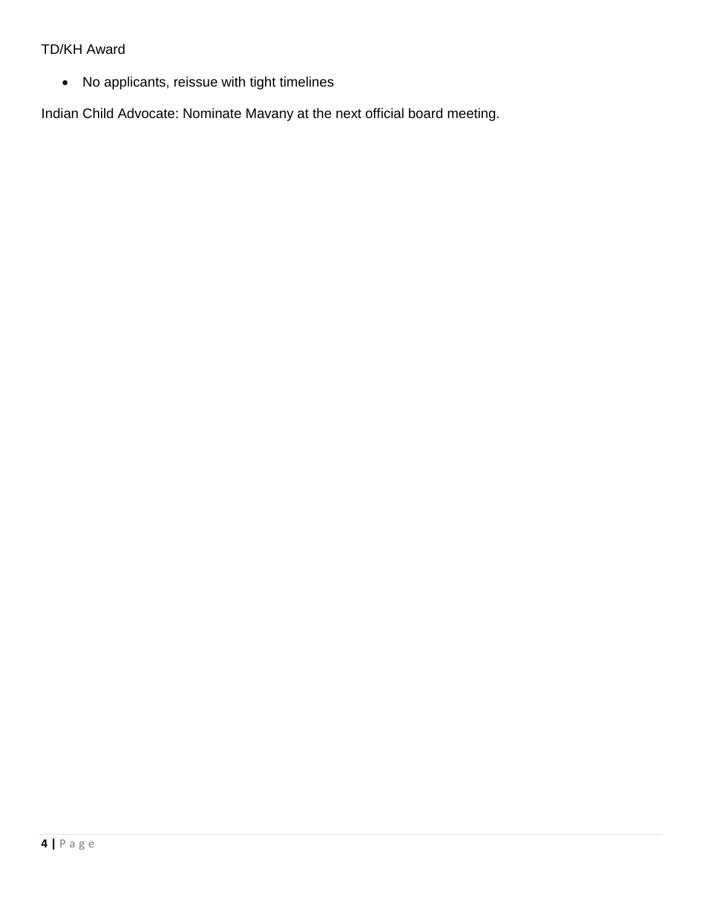TD/KH Award

- No applicants, reissue with tight timelines

Indian Child Advocate: Nominate Mavany at the next official board meeting.